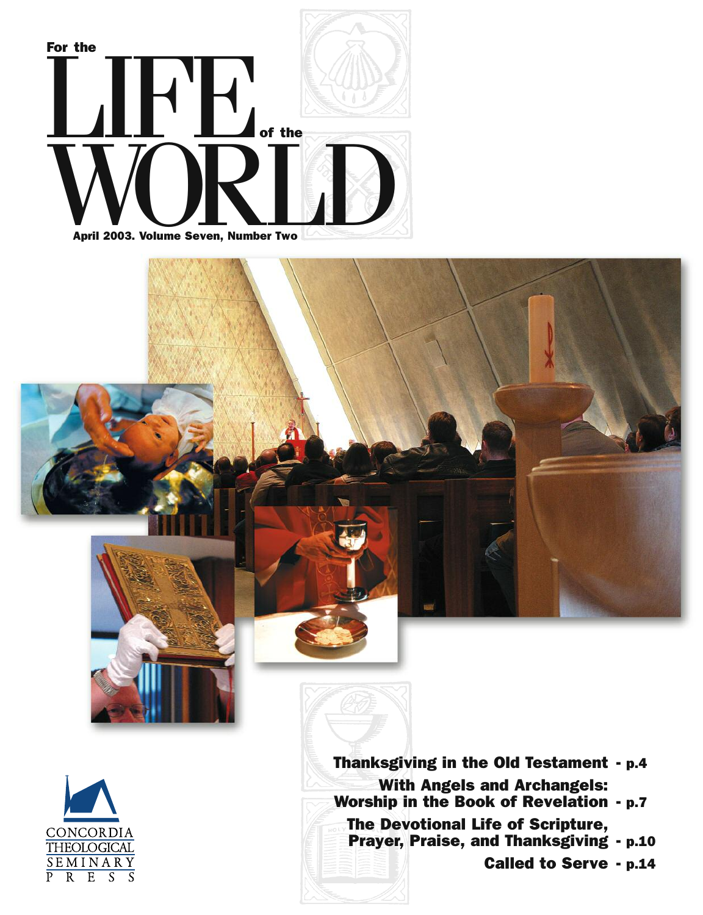# For the LIFE of the WORLD

April 2003. Volume Seven, Number Two

- Thanksgiving in the Old Testament - p.4
- With Angels and Archangels: Worship in the Book of Revelation - p.7
- The Devotional Life of Scripture, Prayer, Praise, and Thanksgiving - p.10
- Called to Serve - p.14

CONCORDIA THEOLOGICAL SEMINARY PRESS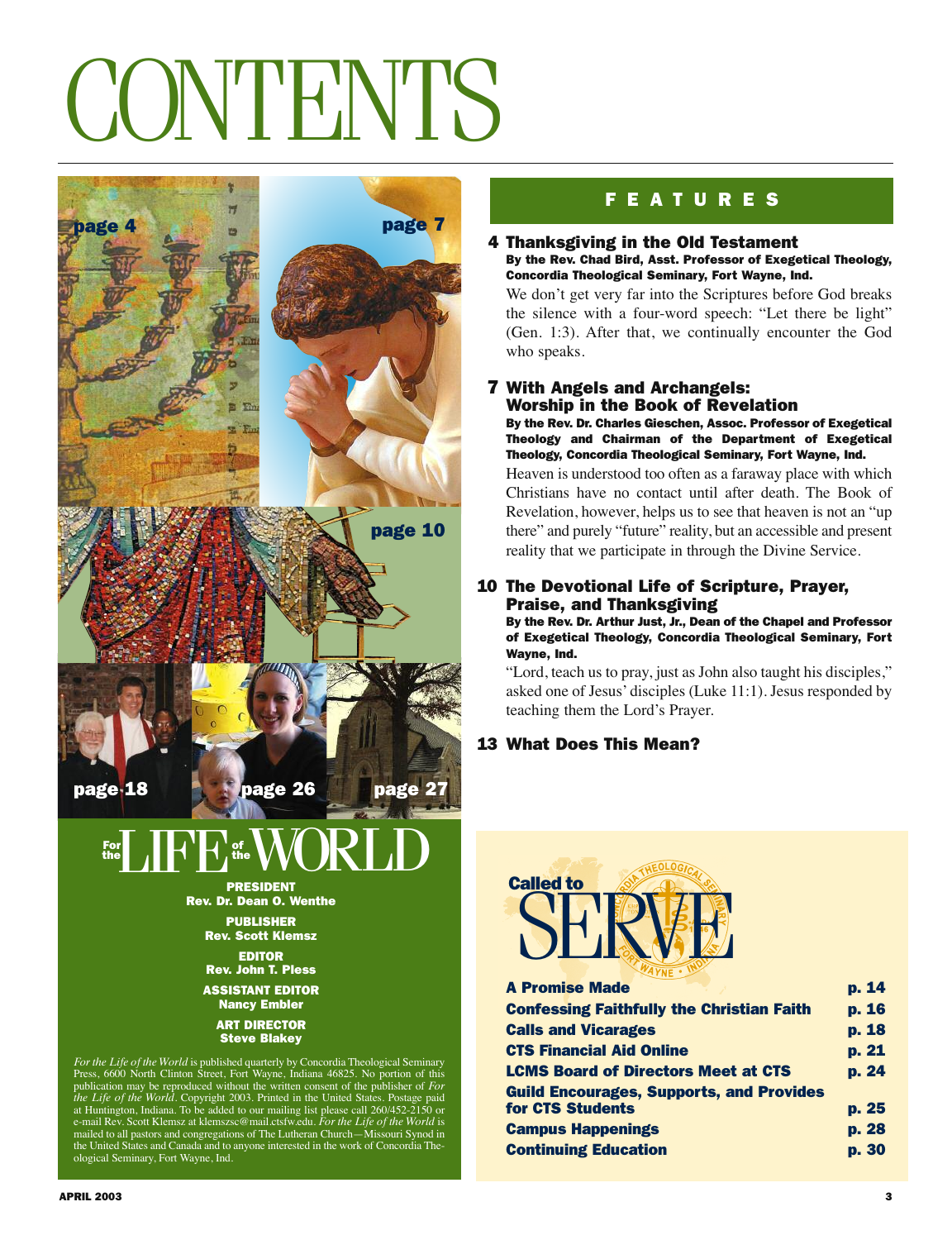# CONTENTS

## FEATURES

### 4 Thanksgiving in the Old Testament

**By the Rev. Chad Bird, Asst. Professor of Exegetical Theology, Concordia Theological Seminary, Fort Wayne, Ind.**

We don't get very far into the Scriptures before God breaks the silence with a four-word speech: "Let there be light" (Gen. 1:3). After that, we continually encounter the God who speaks.

### 7 With Angels and Archangels: Worship in the Book of Revelation

**By the Rev. Dr. Charles Gieschen, Assoc. Professor of Exegetical Theology and Chairman of the Department of Exegetical Theology, Concordia Theological Seminary, Fort Wayne, Ind.**

Heaven is understood too often as a faraway place with which Christians have no contact until after death. The Book of Revelation, however, helps us to see that heaven is not an "up there" and purely "future" reality, but an accessible and present reality that we participate in through the Divine Service.

### 10 The Devotional Life of Scripture, Prayer, Praise, and Thanksgiving

**By the Rev. Dr. Arthur Just, Jr., Dean of the Chapel and Professor of Exegetical Theology, Concordia Theological Seminary, Fort Wayne, Ind.**

"Lord, teach us to pray, just as John also taught his disciples," asked one of Jesus' disciples (Luke 11:1). Jesus responded by teaching them the Lord's Prayer.

### 13 What Does This Mean?

page 4 · page 7 · page 10 · page 18 · page 26 · page 27

## For the LIFE of the WORLD

**PRESIDENT**
**Rev. Dr. Dean O. Wenthe**

**PUBLISHER**
**Rev. Scott Klemsz**

**EDITOR**
**Rev. John T. Pless**

**ASSISTANT EDITOR**
**Nancy Embler**

**ART DIRECTOR**
**Steve Blakey**

*For the Life of the World* is published quarterly by Concordia Theological Seminary Press, 6600 North Clinton Street, Fort Wayne, Indiana 46825. No portion of this publication may be reproduced without the written consent of the publisher of *For the Life of the World*. Copyright 2003. Printed in the United States. Postage paid at Huntington, Indiana. To be added to our mailing list please call 260/452-2150 or e-mail Rev. Scott Klemsz at klemszsc@mail.ctsfw.edu. *For the Life of the World* is mailed to all pastors and congregations of The Lutheran Church—Missouri Synod in the United States and Canada and to anyone interested in the work of Concordia Theological Seminary, Fort Wayne, Ind.

## Called to SERVE

| | |
|---|---|
| **A Promise Made** | **p. 14** |
| **Confessing Faithfully the Christian Faith** | **p. 16** |
| **Calls and Vicarages** | **p. 18** |
| **CTS Financial Aid Online** | **p. 21** |
| **LCMS Board of Directors Meet at CTS** | **p. 24** |
| **Guild Encourages, Supports, and Provides for CTS Students** | **p. 25** |
| **Campus Happenings** | **p. 28** |
| **Continuing Education** | **p. 30** |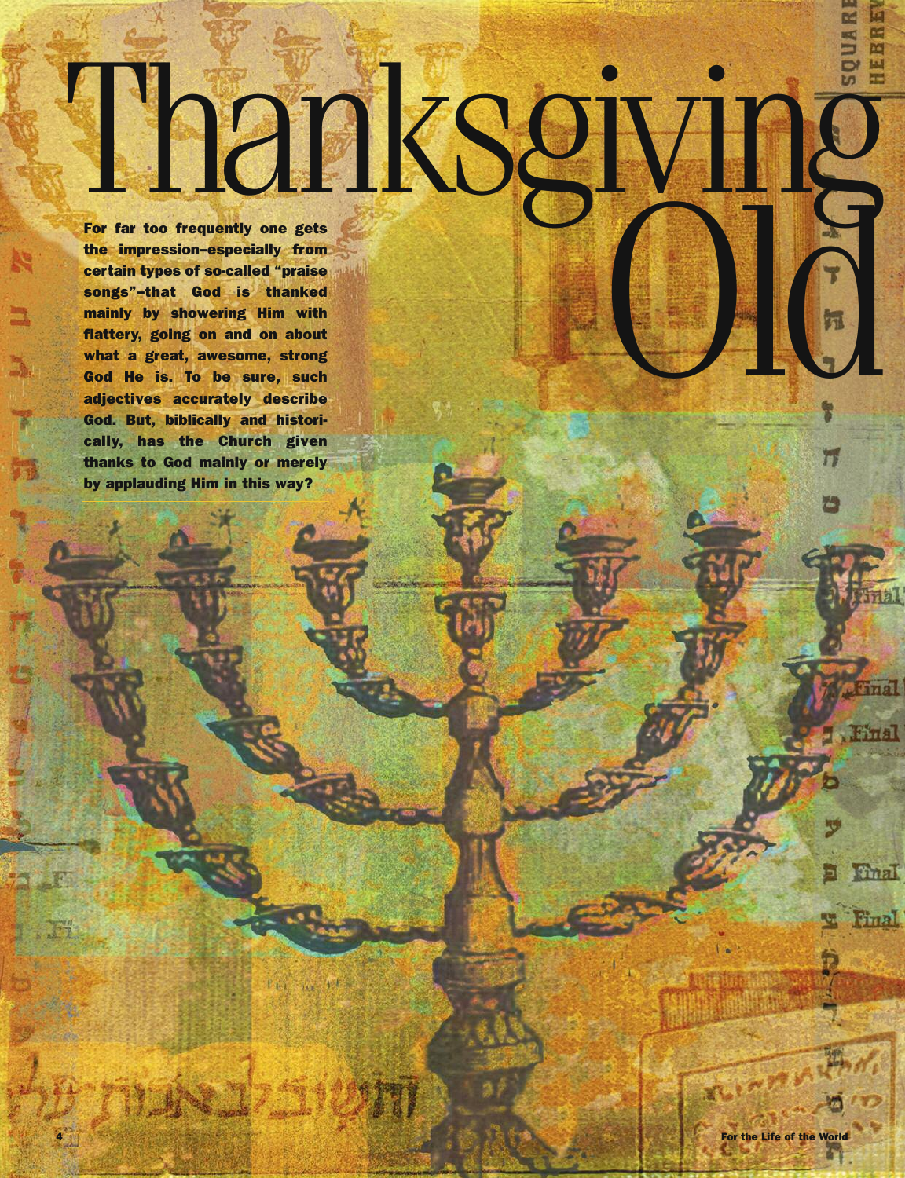# Thanksgiving Old

**For far too frequently one gets the impression–especially from certain types of so-called "praise songs"–that God is thanked mainly by showering Him with flattery, going on and on about what a great, awesome, strong God He is. To be sure, such adjectives accurately describe God. But, biblically and historically, has the Church given thanks to God mainly or merely by applauding Him in this way?**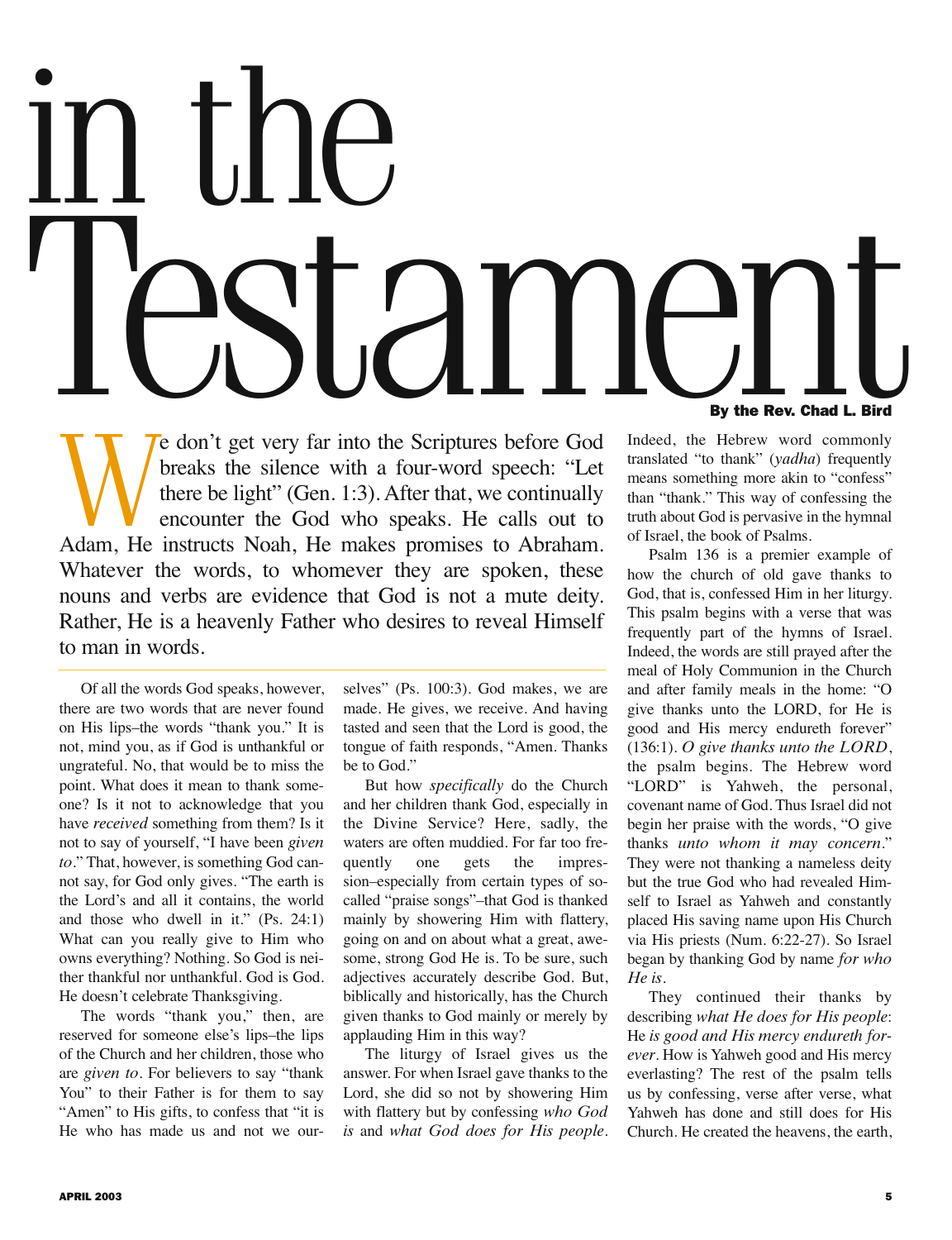# in the Testament

**By the Rev. Chad L. Bird**

We don't get very far into the Scriptures before God breaks the silence with a four-word speech: "Let there be light" (Gen. 1:3). After that, we continually encounter the God who speaks. He calls out to Adam, He instructs Noah, He makes promises to Abraham. Whatever the words, to whomever they are spoken, these nouns and verbs are evidence that God is not a mute deity. Rather, He is a heavenly Father who desires to reveal Himself to man in words.

Of all the words God speaks, however, there are two words that are never found on His lips–the words "thank you." It is not, mind you, as if God is unthankful or ungrateful. No, that would be to miss the point. What does it mean to thank someone? Is it not to acknowledge that you have *received* something from them? Is it not to say of yourself, "I have been *given to*." That, however, is something God cannot say, for God only gives. "The earth is the Lord's and all it contains, the world and those who dwell in it." (Ps. 24:1) What can you really give to Him who owns everything? Nothing. So God is neither thankful nor unthankful. God is God. He doesn't celebrate Thanksgiving.

The words "thank you," then, are reserved for someone else's lips–the lips of the Church and her children, those who are *given to*. For believers to say "thank You" to their Father is for them to say "Amen" to His gifts, to confess that "it is He who has made us and not we ourselves" (Ps. 100:3). God makes, we are made. He gives, we receive. And having tasted and seen that the Lord is good, the tongue of faith responds, "Amen. Thanks be to God."

But how *specifically* do the Church and her children thank God, especially in the Divine Service? Here, sadly, the waters are often muddied. For far too frequently one gets the impression–especially from certain types of so-called "praise songs"–that God is thanked mainly by showering Him with flattery, going on and on about what a great, awesome, strong God He is. To be sure, such adjectives accurately describe God. But, biblically and historically, has the Church given thanks to God mainly or merely by applauding Him in this way?

The liturgy of Israel gives us the answer. For when Israel gave thanks to the Lord, she did so not by showering Him with flattery but by confessing *who God is* and *what God does for His people*. Indeed, the Hebrew word commonly translated "to thank" (*yadha*) frequently means something more akin to "confess" than "thank." This way of confessing the truth about God is pervasive in the hymnal of Israel, the book of Psalms.

Psalm 136 is a premier example of how the church of old gave thanks to God, that is, confessed Him in her liturgy. This psalm begins with a verse that was frequently part of the hymns of Israel. Indeed, the words are still prayed after the meal of Holy Communion in the Church and after family meals in the home: "O give thanks unto the LORD, for He is good and His mercy endureth forever" (136:1). *O give thanks unto the LORD*, the psalm begins. The Hebrew word "LORD" is Yahweh, the personal, covenant name of God. Thus Israel did not begin her praise with the words, "O give thanks *unto whom it may concern*." They were not thanking a nameless deity but the true God who had revealed Himself to Israel as Yahweh and constantly placed His saving name upon His Church via His priests (Num. 6:22-27). So Israel began by thanking God by name *for who He is*.

They continued their thanks by describing *what He does for His people*: He *is good and His mercy endureth forever*. How is Yahweh good and His mercy everlasting? The rest of the psalm tells us by confessing, verse after verse, what Yahweh has done and still does for His Church. He created the heavens, the earth,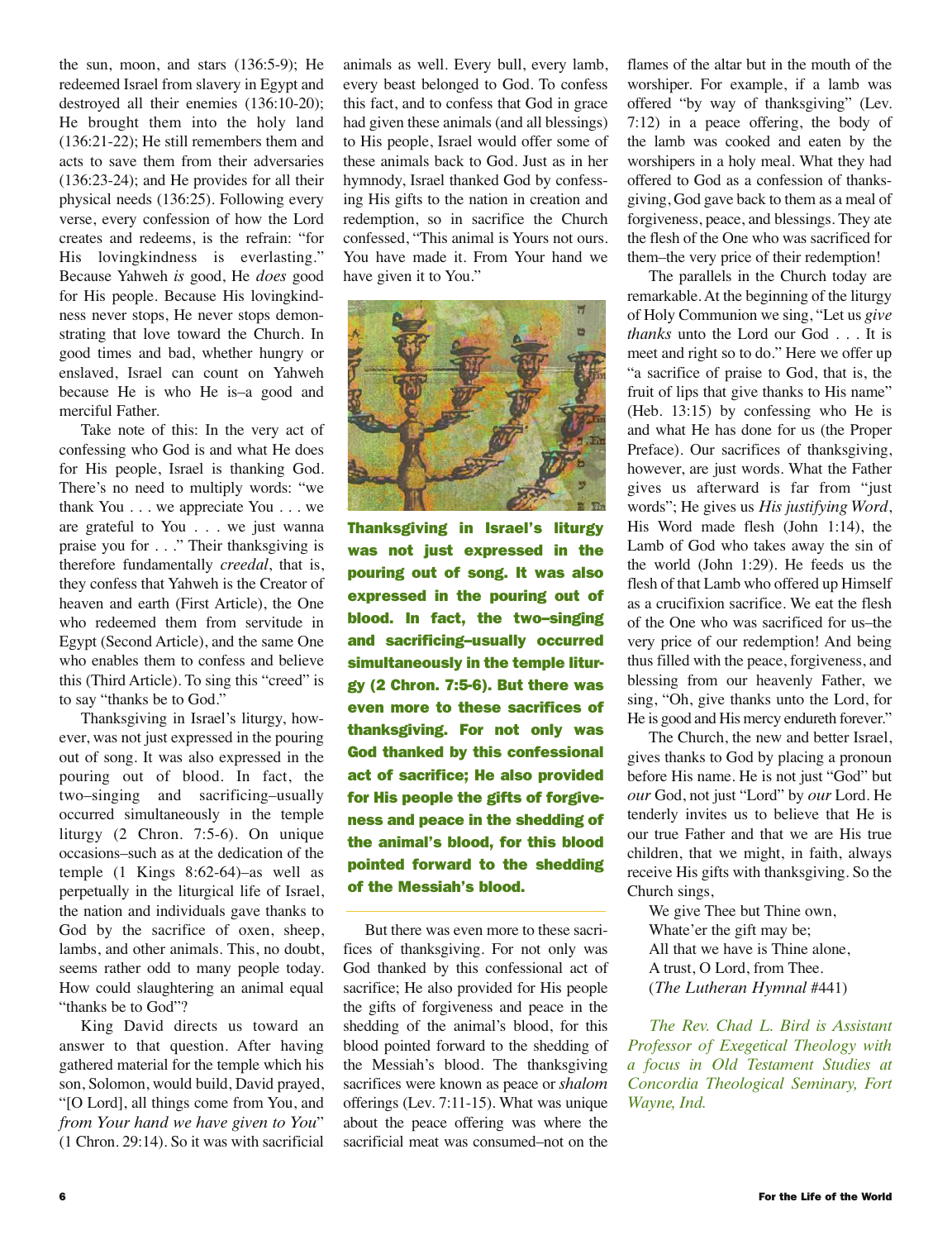the sun, moon, and stars (136:5-9); He redeemed Israel from slavery in Egypt and destroyed all their enemies (136:10-20); He brought them into the holy land (136:21-22); He still remembers them and acts to save them from their adversaries (136:23-24); and He provides for all their physical needs (136:25). Following every verse, every confession of how the Lord creates and redeems, is the refrain: "for His lovingkindness is everlasting." Because Yahweh *is* good, He *does* good for His people. Because His lovingkindness never stops, He never stops demonstrating that love toward the Church. In good times and bad, whether hungry or enslaved, Israel can count on Yahweh because He is who He is–a good and merciful Father.

Take note of this: In the very act of confessing who God is and what He does for His people, Israel is thanking God. There's no need to multiply words: "we thank You . . . we appreciate You . . . we are grateful to You . . . we just wanna praise you for . . ." Their thanksgiving is therefore fundamentally *creedal*, that is, they confess that Yahweh is the Creator of heaven and earth (First Article), the One who redeemed them from servitude in Egypt (Second Article), and the same One who enables them to confess and believe this (Third Article). To sing this "creed" is to say "thanks be to God."

Thanksgiving in Israel's liturgy, however, was not just expressed in the pouring out of song. It was also expressed in the pouring out of blood. In fact, the two–singing and sacrificing–usually occurred simultaneously in the temple liturgy (2 Chron. 7:5-6). On unique occasions–such as at the dedication of the temple (1 Kings 8:62-64)–as well as perpetually in the liturgical life of Israel, the nation and individuals gave thanks to God by the sacrifice of oxen, sheep, lambs, and other animals. This, no doubt, seems rather odd to many people today. How could slaughtering an animal equal "thanks be to God"?

King David directs us toward an answer to that question. After having gathered material for the temple which his son, Solomon, would build, David prayed, "[O Lord], all things come from You, and *from Your hand we have given to You*" (1 Chron. 29:14). So it was with sacrificial animals as well. Every bull, every lamb, every beast belonged to God. To confess this fact, and to confess that God in grace had given these animals (and all blessings) to His people, Israel would offer some of these animals back to God. Just as in her hymnody, Israel thanked God by confessing His gifts to the nation in creation and redemption, so in sacrifice the Church confessed, "This animal is Yours not ours. You have made it. From Your hand we have given it to You."

**Thanksgiving in Israel's liturgy was not just expressed in the pouring out of song. It was also expressed in the pouring out of blood. In fact, the two–singing and sacrificing–usually occurred simultaneously in the temple liturgy (2 Chron. 7:5-6). But there was even more to these sacrifices of thanksgiving. For not only was God thanked by this confessional act of sacrifice; He also provided for His people the gifts of forgiveness and peace in the shedding of the animal's blood, for this blood pointed forward to the shedding of the Messiah's blood.**

But there was even more to these sacrifices of thanksgiving. For not only was God thanked by this confessional act of sacrifice; He also provided for His people the gifts of forgiveness and peace in the shedding of the animal's blood, for this blood pointed forward to the shedding of the Messiah's blood. The thanksgiving sacrifices were known as peace or *shalom* offerings (Lev. 7:11-15). What was unique about the peace offering was where the sacrificial meat was consumed–not on the flames of the altar but in the mouth of the worshiper. For example, if a lamb was offered "by way of thanksgiving" (Lev. 7:12) in a peace offering, the body of the lamb was cooked and eaten by the worshipers in a holy meal. What they had offered to God as a confession of thanksgiving, God gave back to them as a meal of forgiveness, peace, and blessings. They ate the flesh of the One who was sacrificed for them–the very price of their redemption!

The parallels in the Church today are remarkable. At the beginning of the liturgy of Holy Communion we sing, "Let us *give thanks* unto the Lord our God . . . It is meet and right so to do." Here we offer up "a sacrifice of praise to God, that is, the fruit of lips that give thanks to His name" (Heb. 13:15) by confessing who He is and what He has done for us (the Proper Preface). Our sacrifices of thanksgiving, however, are just words. What the Father gives us afterward is far from "just words"; He gives us *His justifying Word*, His Word made flesh (John 1:14), the Lamb of God who takes away the sin of the world (John 1:29). He feeds us the flesh of that Lamb who offered up Himself as a crucifixion sacrifice. We eat the flesh of the One who was sacrificed for us–the very price of our redemption! And being thus filled with the peace, forgiveness, and blessing from our heavenly Father, we sing, "Oh, give thanks unto the Lord, for He is good and His mercy endureth forever."

The Church, the new and better Israel, gives thanks to God by placing a pronoun before His name. He is not just "God" but *our* God, not just "Lord" by *our* Lord. He tenderly invites us to believe that He is our true Father and that we are His true children, that we might, in faith, always receive His gifts with thanksgiving. So the Church sings,

We give Thee but Thine own,
Whate'er the gift may be;
All that we have is Thine alone,
A trust, O Lord, from Thee.
(*The Lutheran Hymnal* #441)

*The Rev. Chad L. Bird is Assistant Professor of Exegetical Theology with a focus in Old Testament Studies at Concordia Theological Seminary, Fort Wayne, Ind.*